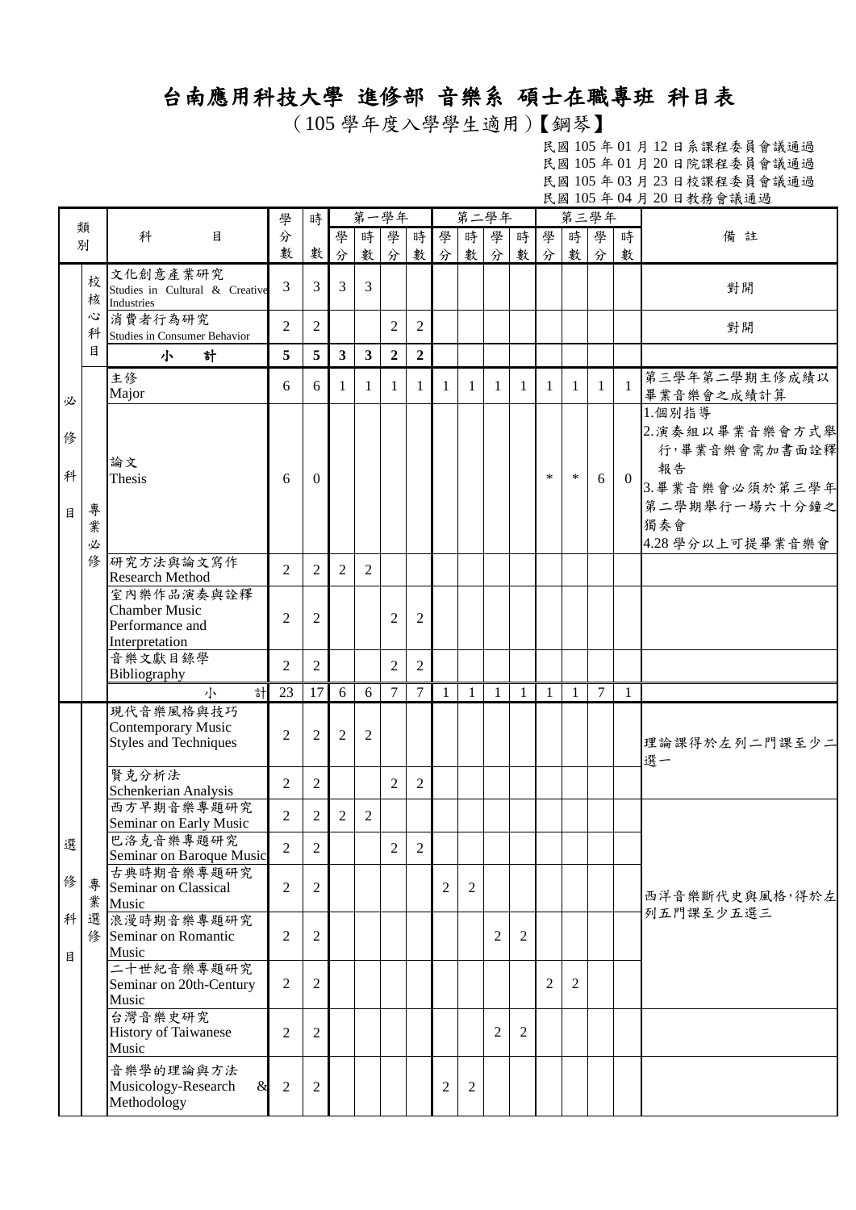# 台南應用科技大學 進修部 音樂系 碩士在職專班 科目表

（105 學年度入學學生適用）【鋼琴】

民國 105 年 01 月 12 日系課程委員會議通過
民國 105 年 01 月 20 日院課程委員會議通過
民國 105 年 03 月 23 日校課程委員會議通過
民國 105 年 04 月 20 日教務會議通過

| 類別 | | 科目 | 學分數 | 時數 | 第一學年 | | | | 第二學年 | | | | 第三學年 | | | | 備註 |
|---|---|---|---|---|---|---|---|---|---|---|---|---|---|---|---|---|---|
| | | | | | 學分 | 時數 | 學分 | 時數 | 學分 | 時數 | 學分 | 時數 | 學分 | 時數 | 學分 | 時數 | |
| 必修科目 | 校核心科目 | 文化創意產業研究 Studies in Cultural & Creative Industries | 3 | 3 | 3 | 3 | | | | | | | | | | | 對開 |
| | | 消費者行為研究 Studies in Consumer Behavior | 2 | 2 | | | 2 | 2 | | | | | | | | | 對開 |
| | | **小　計** | **5** | **5** | **3** | **3** | **2** | **2** | | | | | | | | | |
| | 專業必修 | 主修 Major | 6 | 6 | 1 | 1 | 1 | 1 | 1 | 1 | 1 | 1 | 1 | 1 | 1 | 1 | 第三學年第二學期主修成績以畢業音樂會之成績計算 |
| | | 論文 Thesis | 6 | 0 | | | | | | | | | * | * | 6 | 0 | 1.個別指導<br>2.演奏組以畢業音樂會方式舉行，畢業音樂會需加書面詮釋報告<br>3.畢業音樂會必須於第三學年第二學期舉行一場六十分鐘之獨奏會<br>4.28 學分以上可提畢業音樂會 |
| | | 研究方法與論文寫作 Research Method | 2 | 2 | 2 | 2 | | | | | | | | | | | |
| | | 室內樂作品演奏與詮釋 Chamber Music Performance and Interpretation | 2 | 2 | | | 2 | 2 | | | | | | | | | |
| | | 音樂文獻目錄學 Bibliography | 2 | 2 | | | 2 | 2 | | | | | | | | | |
| | | 小　計 | 23 | 17 | 6 | 6 | 7 | 7 | 1 | 1 | 1 | 1 | 1 | 1 | 7 | 1 | |
| 選修科目 | 專業選修 | 現代音樂風格與技巧 Contemporary Music Styles and Techniques | 2 | 2 | 2 | 2 | | | | | | | | | | | 理論課得於左列二門課至少二選一 |
| | | 賢克分析法 Schenkerian Analysis | 2 | 2 | | | 2 | 2 | | | | | | | | | |
| | | 西方早期音樂專題研究 Seminar on Early Music | 2 | 2 | 2 | 2 | | | | | | | | | | | 西洋音樂斷代史與風格，得於左列五門課至少五選三 |
| | | 巴洛克音樂專題研究 Seminar on Baroque Music | 2 | 2 | | | 2 | 2 | | | | | | | | | |
| | | 古典時期音樂專題研究 Seminar on Classical Music | 2 | 2 | | | | | 2 | 2 | | | | | | | |
| | | 浪漫時期音樂專題研究 Seminar on Romantic Music | 2 | 2 | | | | | | | 2 | 2 | | | | | |
| | | 二十世紀音樂專題研究 Seminar on 20th-Century Music | 2 | 2 | | | | | | | | | 2 | 2 | | | |
| | | 台灣音樂史研究 History of Taiwanese Music | 2 | 2 | | | | | | | 2 | 2 | | | | | |
| | | 音樂學的理論與方法 Musicology-Research & Methodology | 2 | 2 | | | | | 2 | 2 | | | | | | | |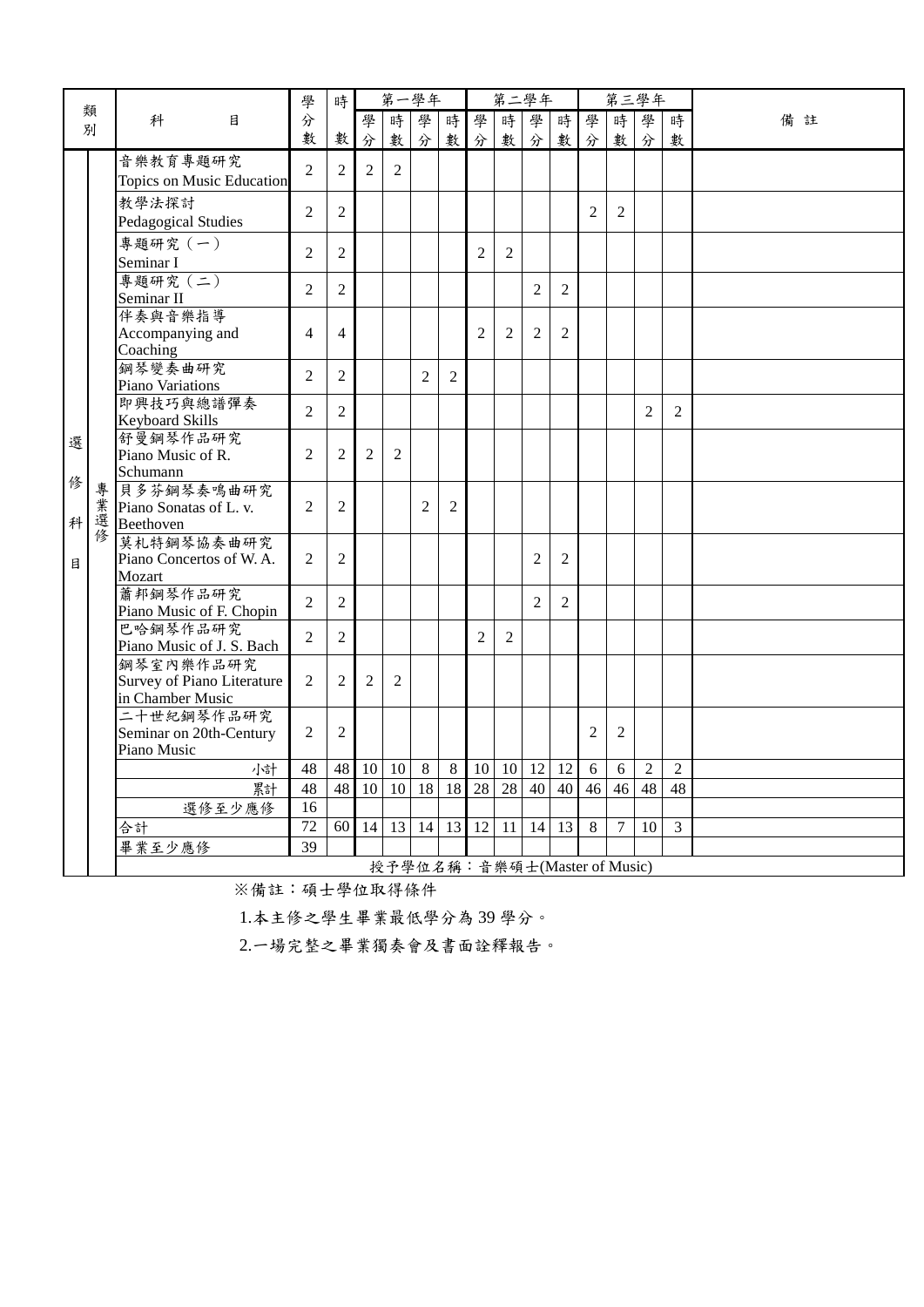| 類別 | | 科目 | 學分數 | 時數 | 第一學年 | | | | 第二學年 | | | | 第三學年 | | | | 備註 |
|---|---|---|---|---|---|---|---|---|---|---|---|---|---|---|---|---|---|
| | | | | | 學分 | 時數 | 學分 | 時數 | 學分 | 時數 | 學分 | 時數 | 學分 | 時數 | 學分 | 時數 | |
| 選修科目 | 專業選修 | 音樂教育專題研究 Topics on Music Education | 2 | 2 | 2 | 2 | | | | | | | | | | | |
| | | 教學法探討 Pedagogical Studies | 2 | 2 | | | | | | | | | 2 | 2 | | | |
| | | 專題研究（一） Seminar I | 2 | 2 | | | | | 2 | 2 | | | | | | | |
| | | 專題研究（二） Seminar II | 2 | 2 | | | | | | | 2 | 2 | | | | | |
| | | 伴奏與音樂指導 Accompanying and Coaching | 4 | 4 | | | | | 2 | 2 | 2 | 2 | | | | | |
| | | 鋼琴變奏曲研究 Piano Variations | 2 | 2 | | | 2 | 2 | | | | | | | | | |
| | | 即興技巧與總譜彈奏 Keyboard Skills | 2 | 2 | | | | | | | | | | | 2 | 2 | |
| | | 舒曼鋼琴作品研究 Piano Music of R. Schumann | 2 | 2 | 2 | 2 | | | | | | | | | | | |
| | | 貝多芬鋼琴奏鳴曲研究 Piano Sonatas of L. v. Beethoven | 2 | 2 | | | 2 | 2 | | | | | | | | | |
| | | 莫札特鋼琴協奏曲研究 Piano Concertos of W. A. Mozart | 2 | 2 | | | | | | | 2 | 2 | | | | | |
| | | 蕭邦鋼琴作品研究 Piano Music of F. Chopin | 2 | 2 | | | | | | | 2 | 2 | | | | | |
| | | 巴哈鋼琴作品研究 Piano Music of J. S. Bach | 2 | 2 | | | | | 2 | 2 | | | | | | | |
| | | 鋼琴室內樂作品研究 Survey of Piano Literature in Chamber Music | 2 | 2 | 2 | 2 | | | | | | | | | | | |
| | | 二十世紀鋼琴作品研究 Seminar on 20th-Century Piano Music | 2 | 2 | | | | | | | | | 2 | 2 | | | |
| | | 小計 | 48 | 48 | 10 | 10 | 8 | 8 | 10 | 10 | 12 | 12 | 6 | 6 | 2 | 2 | |
| | | 累計 | 48 | 48 | 10 | 10 | 18 | 18 | 28 | 28 | 40 | 40 | 46 | 46 | 48 | 48 | |
| | | 選修至少應修 | 16 | | | | | | | | | | | | | | |
| | | 合計 | 72 | 60 | 14 | 13 | 14 | 13 | 12 | 11 | 14 | 13 | 8 | 7 | 10 | 3 | |
| | | 畢業至少應修 | 39 | | | | | | | | | | | | | | |
| | | 授予學位名稱：音樂碩士(Master of Music) | | | | | | | | | | | | | | | |

※備註：碩士學位取得條件

1.本主修之學生畢業最低學分為 39 學分。

2.一場完整之畢業獨奏會及書面詮釋報告。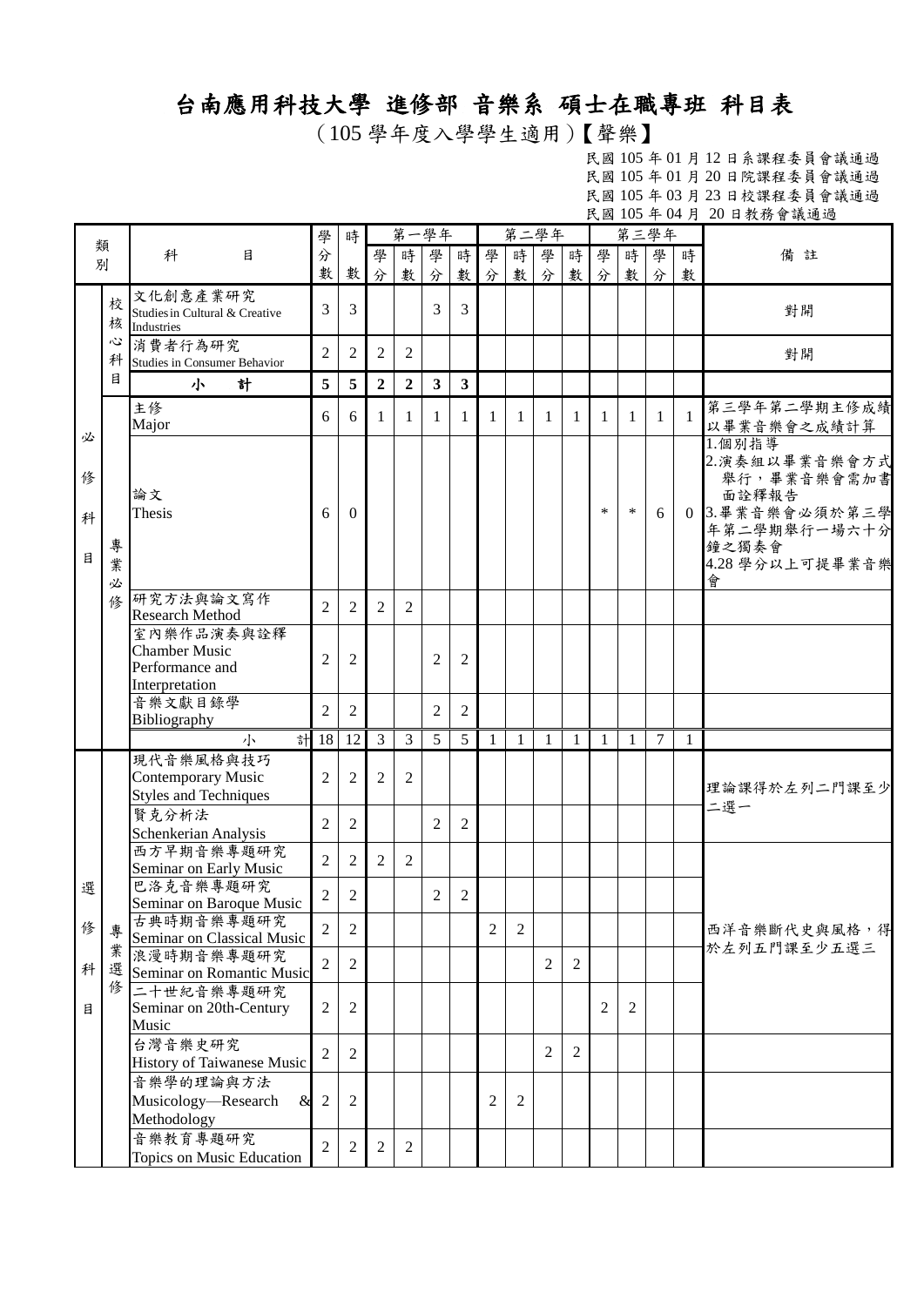# 台南應用科技大學 進修部 音樂系 碩士在職專班 科目表

（105 學年度入學學生適用）【聲樂】

民國 105 年 01 月 12 日系課程委員會議通過
民國 105 年 01 月 20 日院課程委員會議通過
民國 105 年 03 月 23 日校課程委員會議通過
民國 105 年 04 月 20 日教務會議通過

| 類別 | | 科目 | 學分數 | 時數 | 第一學年 | | | | 第二學年 | | | | 第三學年 | | | | 備註 |
|---|---|---|---|---|---|---|---|---|---|---|---|---|---|---|---|---|---|
| | | | | | 學分 | 時數 | 學分 | 時數 | 學分 | 時數 | 學分 | 時數 | 學分 | 時數 | 學分 | 時數 | |
| 必修科目 | 校核心科目 | 文化創意產業研究 Studies in Cultural & Creative Industries | 3 | 3 | | | 3 | 3 | | | | | | | | | 對開 |
| | | 消費者行為研究 Studies in Consumer Behavior | 2 | 2 | 2 | 2 | | | | | | | | | | | 對開 |
| | | **小計** | **5** | **5** | **2** | **2** | **3** | **3** | | | | | | | | | |
| | 專業必修 | 主修 Major | 6 | 6 | 1 | 1 | 1 | 1 | 1 | 1 | 1 | 1 | 1 | 1 | 1 | 1 | 第三學年第二學期主修成績以畢業音樂會之成績計算 |
| | | 論文 Thesis | 6 | 0 | | | | | | | | | * | * | 6 | 0 | 1.個別指導<br>2.演奏組以畢業音樂會方式舉行，畢業音樂會需加書面詮釋報告<br>3.畢業音樂會必須於第三學年第二學期舉行一場六十分鐘之獨奏會<br>4.28 學分以上可提畢業音樂會 |
| | | 研究方法與論文寫作 Research Method | 2 | 2 | 2 | 2 | | | | | | | | | | | |
| | | 室內樂作品演奏與詮釋 Chamber Music Performance and Interpretation | 2 | 2 | | | 2 | 2 | | | | | | | | | |
| | | 音樂文獻目錄學 Bibliography | 2 | 2 | | | 2 | 2 | | | | | | | | | |
| | | 小計 | 18 | 12 | 3 | 3 | 5 | 5 | 1 | 1 | 1 | 1 | 1 | 1 | 7 | 1 | |
| 選修科目 | 專業選修 | 現代音樂風格與技巧 Contemporary Music Styles and Techniques | 2 | 2 | 2 | 2 | | | | | | | | | | | 理論課得於左列二門課至少二選一 |
| | | 賢克分析法 Schenkerian Analysis | 2 | 2 | | | 2 | 2 | | | | | | | | | |
| | | 西方早期音樂專題研究 Seminar on Early Music | 2 | 2 | 2 | 2 | | | | | | | | | | | 西洋音樂斷代史與風格，得於左列五門課至少五選三 |
| | | 巴洛克音樂專題研究 Seminar on Baroque Music | 2 | 2 | | | 2 | 2 | | | | | | | | | |
| | | 古典時期音樂專題研究 Seminar on Classical Music | 2 | 2 | | | | | 2 | 2 | | | | | | | |
| | | 浪漫時期音樂專題研究 Seminar on Romantic Music | 2 | 2 | | | | | | | 2 | 2 | | | | | |
| | | 二十世紀音樂專題研究 Seminar on 20th-Century Music | 2 | 2 | | | | | | | | | 2 | 2 | | | |
| | | 台灣音樂史研究 History of Taiwanese Music | 2 | 2 | | | | | | | 2 | 2 | | | | | |
| | | 音樂學的理論與方法 Musicology—Research & Methodology | 2 | 2 | | | | | 2 | 2 | | | | | | | |
| | | 音樂教育專題研究 Topics on Music Education | 2 | 2 | 2 | 2 | | | | | | | | | | | |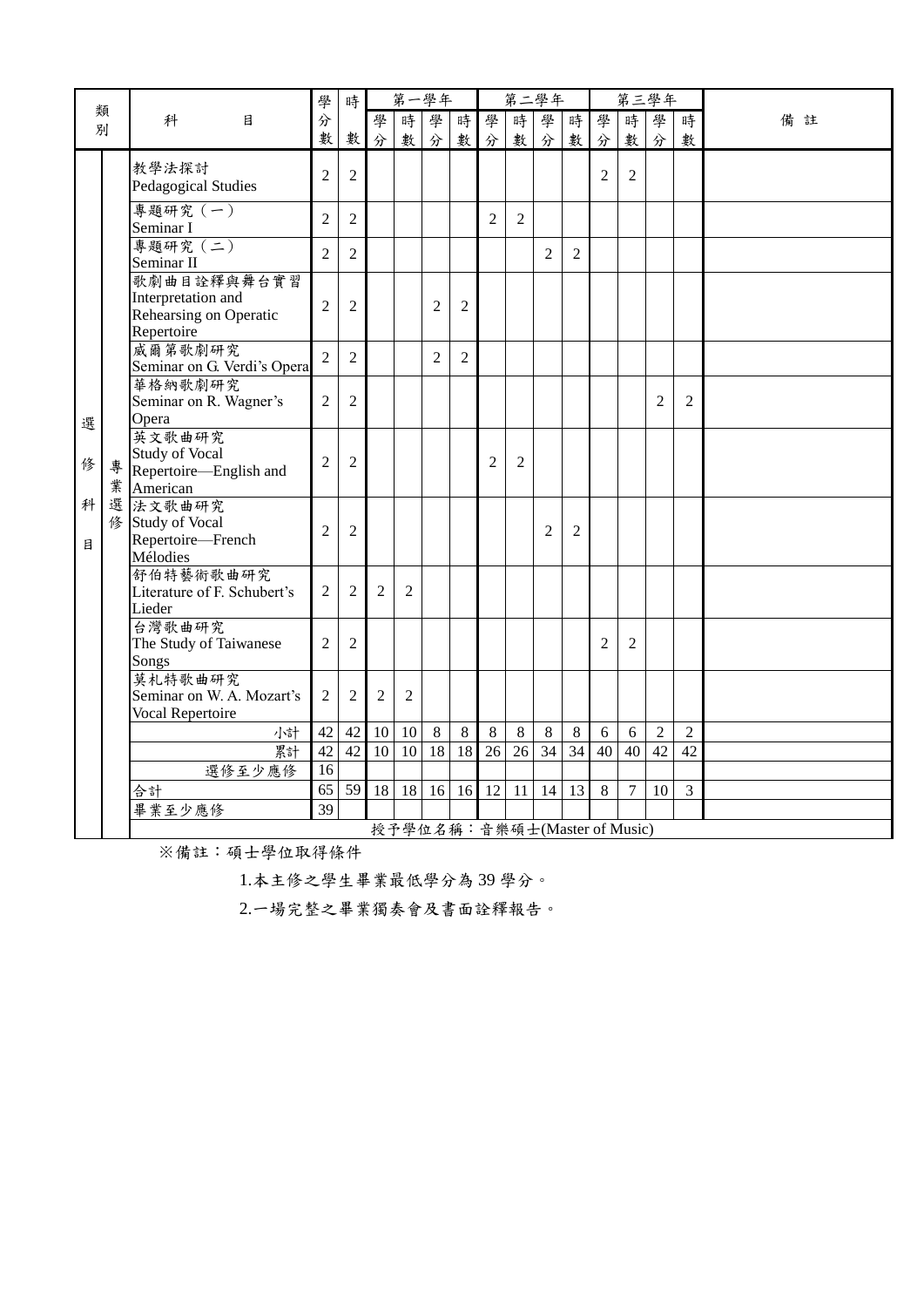| 類別 | | 科目 | 學分數 | 時數 | 第一學年 | | | | 第二學年 | | | | 第三學年 | | | | 備註 |
|---|---|---|---|---|---|---|---|---|---|---|---|---|---|---|---|---|---|
| | | | | | 學分 | 時數 | 學分 | 時數 | 學分 | 時數 | 學分 | 時數 | 學分 | 時數 | 學分 | 時數 | |
| 選修科目 | 專業選修 | 教學法探討 Pedagogical Studies | 2 | 2 | | | | | | | | | 2 | 2 | | | |
| | | 專題研究（一） Seminar I | 2 | 2 | | | | | 2 | 2 | | | | | | | |
| | | 專題研究（二） Seminar II | 2 | 2 | | | | | | | 2 | 2 | | | | | |
| | | 歌劇曲目詮釋與舞台實習 Interpretation and Rehearsing on Operatic Repertoire | 2 | 2 | | | 2 | 2 | | | | | | | | | |
| | | 威爾第歌劇研究 Seminar on G. Verdi's Opera | 2 | 2 | | | 2 | 2 | | | | | | | | | |
| | | 華格納歌劇研究 Seminar on R. Wagner's Opera | 2 | 2 | | | | | | | | | | | 2 | 2 | |
| | | 英文歌曲研究 Study of Vocal Repertoire—English and American | 2 | 2 | | | | | 2 | 2 | | | | | | | |
| | | 法文歌曲研究 Study of Vocal Repertoire—French Mélodies | 2 | 2 | | | | | | | 2 | 2 | | | | | |
| | | 舒伯特藝術歌曲研究 Literature of F. Schubert's Lieder | 2 | 2 | 2 | 2 | | | | | | | | | | | |
| | | 台灣歌曲研究 The Study of Taiwanese Songs | 2 | 2 | | | | | | | | | 2 | 2 | | | |
| | | 莫札特歌曲研究 Seminar on W. A. Mozart's Vocal Repertoire | 2 | 2 | 2 | 2 | | | | | | | | | | | |
| | | 小計 | 42 | 42 | 10 | 10 | 8 | 8 | 8 | 8 | 8 | 8 | 6 | 6 | 2 | 2 | |
| | | 累計 | 42 | 42 | 10 | 10 | 18 | 18 | 26 | 26 | 34 | 34 | 40 | 40 | 42 | 42 | |
| | | 選修至少應修 | 16 | | | | | | | | | | | | | | |
| | | 合計 | 65 | 59 | 18 | 18 | 16 | 16 | 12 | 11 | 14 | 13 | 8 | 7 | 10 | 3 | |
| | | 畢業至少應修 | 39 | | | | | | | | | | | | | | |
| | | 授予學位名稱：音樂碩士(Master of Music) | | | | | | | | | | | | | | | |

※備註：碩士學位取得條件

1.本主修之學生畢業最低學分為 39 學分。

2.一場完整之畢業獨奏會及書面詮釋報告。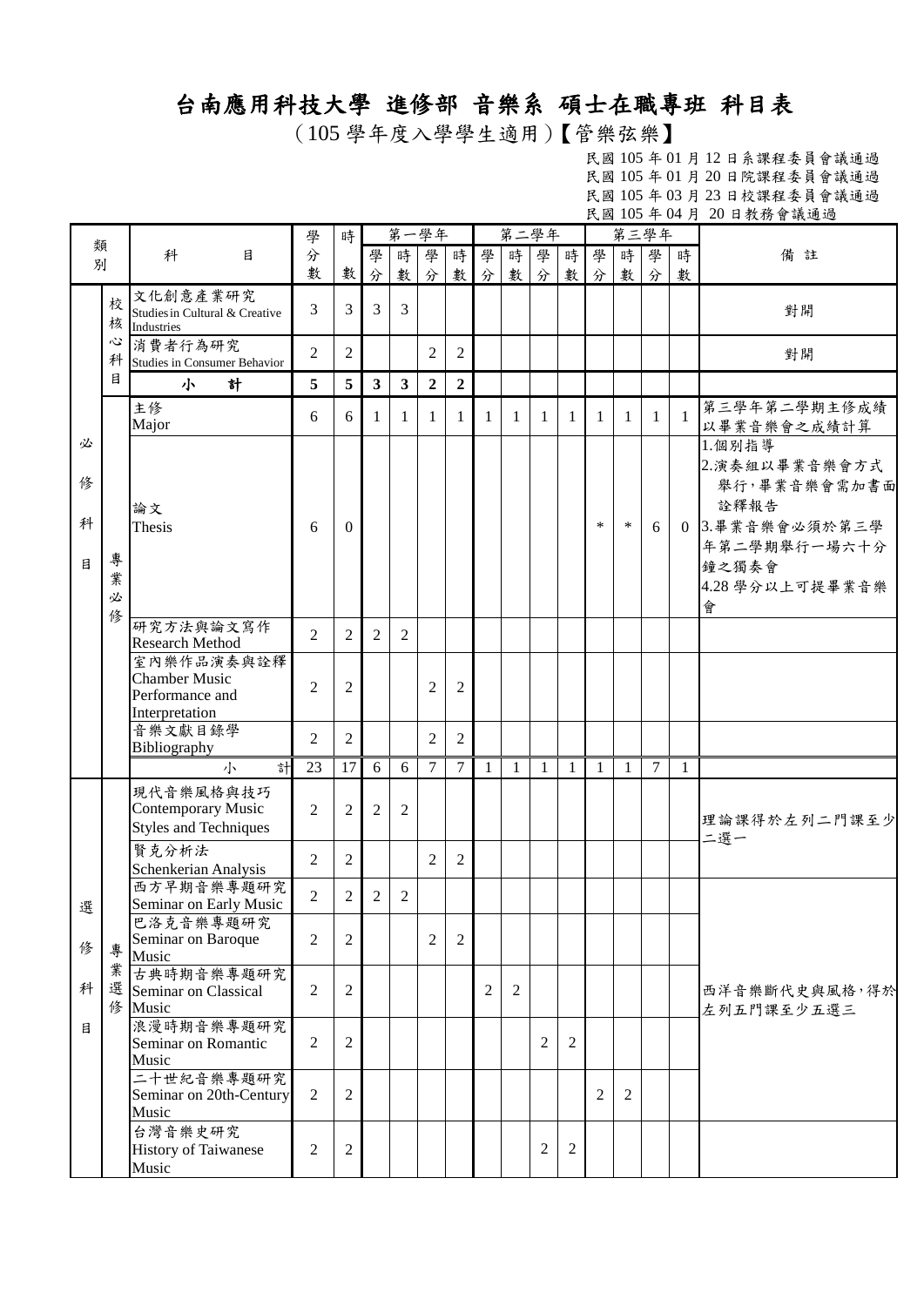# 台南應用科技大學 進修部 音樂系 碩士在職專班 科目表

（105 學年度入學學生適用）【管樂弦樂】

民國 105 年 01 月 12 日系課程委員會議通過
民國 105 年 01 月 20 日院課程委員會議通過
民國 105 年 03 月 23 日校課程委員會議通過
民國 105 年 04 月 20 日教務會議通過

| 類別 | | 科目 | 學分數 | 時數 | 第一學年 | | | | 第二學年 | | | | 第三學年 | | | | 備註 |
|---|---|---|---|---|---|---|---|---|---|---|---|---|---|---|---|---|---|
| | | | | | 學分 | 時數 | 學分 | 時數 | 學分 | 時數 | 學分 | 時數 | 學分 | 時數 | 學分 | 時數 | |
| 必修科目 | 校核心科目 | 文化創意產業研究 Studies in Cultural & Creative Industries | 3 | 3 | 3 | 3 | | | | | | | | | | | 對開 |
| | | 消費者行為研究 Studies in Consumer Behavior | 2 | 2 | | | 2 | 2 | | | | | | | | | 對開 |
| | | **小 計** | **5** | **5** | **3** | **3** | **2** | **2** | | | | | | | | | |
| | 專業必修 | 主修 Major | 6 | 6 | 1 | 1 | 1 | 1 | 1 | 1 | 1 | 1 | 1 | 1 | 1 | 1 | 第三學年第二學期主修成績以畢業音樂會之成績計算 |
| | | 論文 Thesis | 6 | 0 | | | | | | | | | * | * | 6 | 0 | 1.個別指導<br>2.演奏組以畢業音樂會方式舉行，畢業音樂會需加書面詮釋報告<br>3.畢業音樂會必須於第三學年第二學期舉行一場六十分鐘之獨奏會<br>4.28 學分以上可提畢業音樂會 |
| | | 研究方法與論文寫作 Research Method | 2 | 2 | 2 | 2 | | | | | | | | | | | |
| | | 室內樂作品演奏與詮釋 Chamber Music Performance and Interpretation | 2 | 2 | | | 2 | 2 | | | | | | | | | |
| | | 音樂文獻目錄學 Bibliography | 2 | 2 | | | 2 | 2 | | | | | | | | | |
| | | 小 計 | 23 | 17 | 6 | 6 | 7 | 7 | 1 | 1 | 1 | 1 | 1 | 1 | 7 | 1 | |
| 選修科目 | 專業選修 | 現代音樂風格與技巧 Contemporary Music Styles and Techniques | 2 | 2 | 2 | 2 | | | | | | | | | | | 理論課得於左列二門課至少二選一 |
| | | 賢克分析法 Schenkerian Analysis | 2 | 2 | | | 2 | 2 | | | | | | | | | |
| | | 西方早期音樂專題研究 Seminar on Early Music | 2 | 2 | 2 | 2 | | | | | | | | | | | 西洋音樂斷代史與風格，得於左列五門課至少五選三 |
| | | 巴洛克音樂專題研究 Seminar on Baroque Music | 2 | 2 | | | 2 | 2 | | | | | | | | | |
| | | 古典時期音樂專題研究 Seminar on Classical Music | 2 | 2 | | | | | 2 | 2 | | | | | | | |
| | | 浪漫時期音樂專題研究 Seminar on Romantic Music | 2 | 2 | | | | | | | 2 | 2 | | | | | |
| | | 二十世紀音樂專題研究 Seminar on 20th-Century Music | 2 | 2 | | | | | | | | | 2 | 2 | | | |
| | | 台灣音樂史研究 History of Taiwanese Music | 2 | 2 | | | | | | | 2 | 2 | | | | | |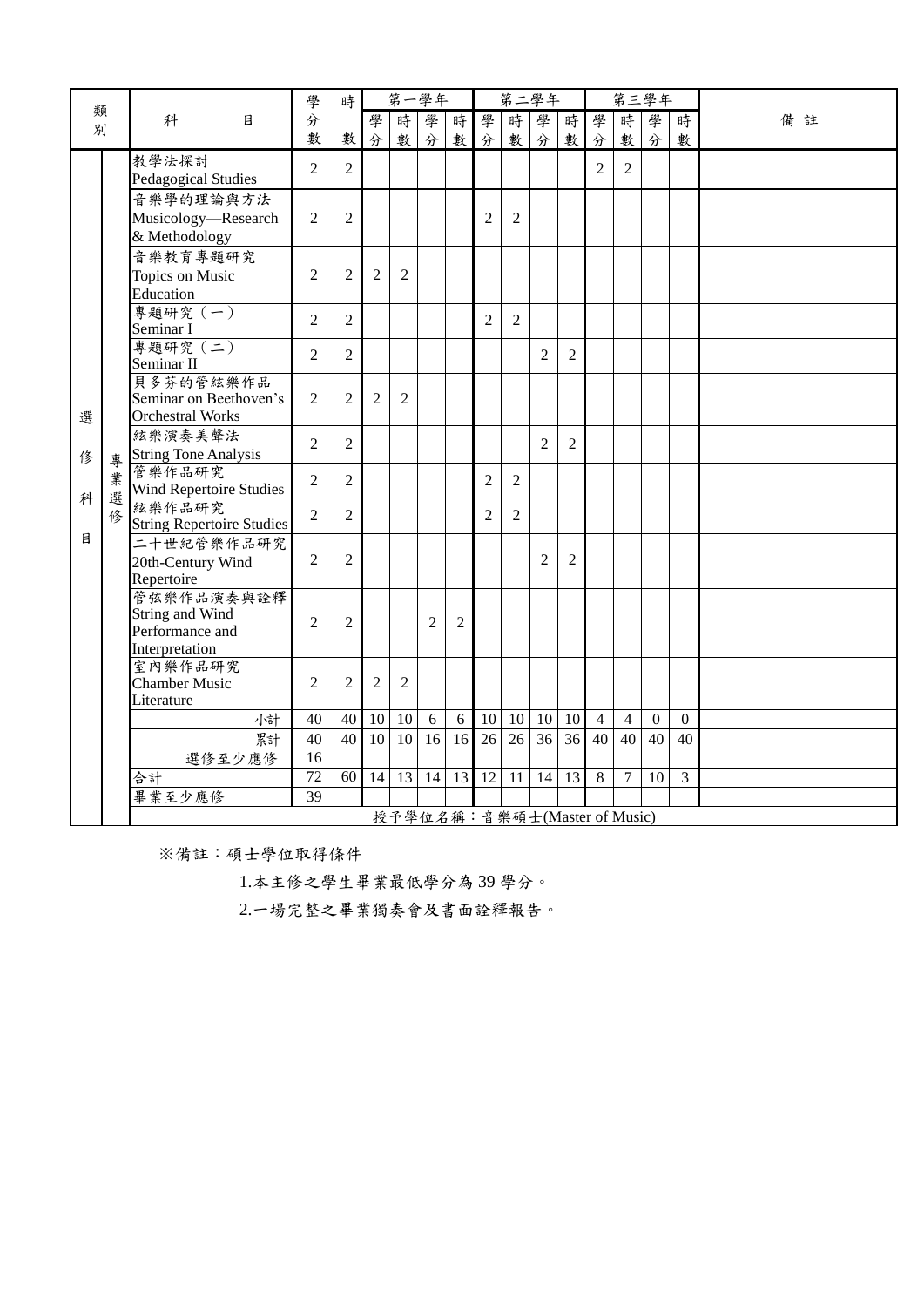| 類別 | | 科目 | 學分數 | 時數 | 第一學年 | | | | 第二學年 | | | | 第三學年 | | | | 備註 |
|---|---|---|---|---|---|---|---|---|---|---|---|---|---|---|---|---|---|
| | | | | | 學分 | 時數 | 學分 | 時數 | 學分 | 時數 | 學分 | 時數 | 學分 | 時數 | 學分 | 時數 | |
| 選修科目 | 專業選修 | 教學法探討 Pedagogical Studies | 2 | 2 | | | | | | | | | 2 | 2 | | | |
| | | 音樂學的理論與方法 Musicology—Research & Methodology | 2 | 2 | | | | | 2 | 2 | | | | | | | |
| | | 音樂教育專題研究 Topics on Music Education | 2 | 2 | 2 | 2 | | | | | | | | | | | |
| | | 專題研究（一） Seminar I | 2 | 2 | | | | | 2 | 2 | | | | | | | |
| | | 專題研究（二） Seminar II | 2 | 2 | | | | | | | 2 | 2 | | | | | |
| | | 貝多芬的管絃樂作品 Seminar on Beethoven's Orchestral Works | 2 | 2 | 2 | 2 | | | | | | | | | | | |
| | | 絃樂演奏美聲法 String Tone Analysis | 2 | 2 | | | | | | | 2 | 2 | | | | | |
| | | 管樂作品研究 Wind Repertoire Studies | 2 | 2 | | | | | 2 | 2 | | | | | | | |
| | | 絃樂作品研究 String Repertoire Studies | 2 | 2 | | | | | 2 | 2 | | | | | | | |
| | | 二十世紀管樂作品研究 20th-Century Wind Repertoire | 2 | 2 | | | | | | | 2 | 2 | | | | | |
| | | 管弦樂作品演奏與詮釋 String and Wind Performance and Interpretation | 2 | 2 | | | 2 | 2 | | | | | | | | | |
| | | 室內樂作品研究 Chamber Music Literature | 2 | 2 | 2 | 2 | | | | | | | | | | | |
| | | 小計 | 40 | 40 | 10 | 10 | 6 | 6 | 10 | 10 | 10 | 10 | 4 | 4 | 0 | 0 | |
| | | 累計 | 40 | 40 | 10 | 10 | 16 | 16 | 26 | 26 | 36 | 36 | 40 | 40 | 40 | 40 | |
| | | 選修至少應修 | 16 | | | | | | | | | | | | | | |
| | | 合計 | 72 | 60 | 14 | 13 | 14 | 13 | 12 | 11 | 14 | 13 | 8 | 7 | 10 | 3 | |
| | | 畢業至少應修 | 39 | | | | | | | | | | | | | | |
| | | 授予學位名稱：音樂碩士(Master of Music) | | | | | | | | | | | | | | | |

※備註：碩士學位取得條件

1.本主修之學生畢業最低學分為 39 學分。

2.一場完整之畢業獨奏會及書面詮釋報告。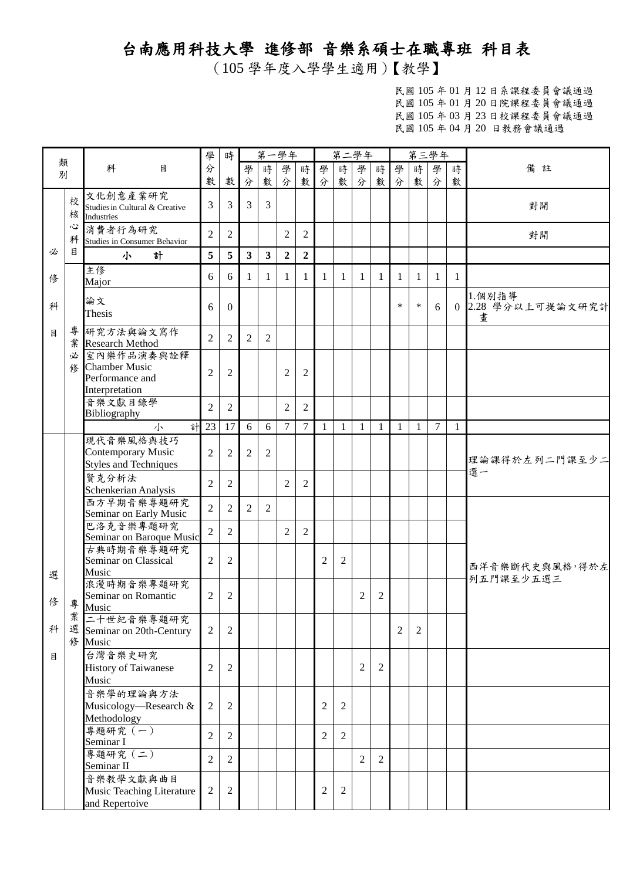# 台南應用科技大學 進修部 音樂系碩士在職專班 科目表

（105 學年度入學學生適用）【教學】

民國 105 年 01 月 12 日系課程委員會議通過
民國 105 年 01 月 20 日院課程委員會議通過
民國 105 年 03 月 23 日校課程委員會議通過
民國 105 年 04 月 20 日教務會議通過

| 類別 | | 科目 | 學分數 | 時數 | 第一學年 | | | | 第二學年 | | | | 第三學年 | | | | 備註 |
|---|---|---|---|---|---|---|---|---|---|---|---|---|---|---|---|---|---|
| | | | | | 學分 | 時數 | 學分 | 時數 | 學分 | 時數 | 學分 | 時數 | 學分 | 時數 | 學分 | 時數 | |
| 必修科目 | 校核心科目 | 文化創意產業研究 Studies in Cultural & Creative Industries | 3 | 3 | 3 | 3 | | | | | | | | | | | 對開 |
| | | 消費者行為研究 Studies in Consumer Behavior | 2 | 2 | | | 2 | 2 | | | | | | | | | 對開 |
| | | **小　計** | **5** | **5** | **3** | **3** | **2** | **2** | | | | | | | | | |
| | 專業必修 | 主修 Major | 6 | 6 | 1 | 1 | 1 | 1 | 1 | 1 | 1 | 1 | 1 | 1 | 1 | 1 | |
| | | 論文 Thesis | 6 | 0 | | | | | | | | | * | * | 6 | 0 | 1.個別指導 2.28 學分以上可提論文研究計畫 |
| | | 研究方法與論文寫作 Research Method | 2 | 2 | 2 | 2 | | | | | | | | | | | |
| | | 室內樂作品演奏與詮釋 Chamber Music Performance and Interpretation | 2 | 2 | | | 2 | 2 | | | | | | | | | |
| | | 音樂文獻目錄學 Bibliography | 2 | 2 | | | 2 | 2 | | | | | | | | | |
| | | 小　計 | 23 | 17 | 6 | 6 | 7 | 7 | 1 | 1 | 1 | 1 | 1 | 1 | 7 | 1 | |
| 選修科目 | 專業選修 | 現代音樂風格與技巧 Contemporary Music Styles and Techniques | 2 | 2 | 2 | 2 | | | | | | | | | | | 理論課得於左列二門課至少二選一 |
| | | 賢克分析法 Schenkerian Analysis | 2 | 2 | | | 2 | 2 | | | | | | | | | |
| | | 西方早期音樂專題研究 Seminar on Early Music | 2 | 2 | 2 | 2 | | | | | | | | | | | 西洋音樂斷代史與風格，得於左列五門課至少五選三 |
| | | 巴洛克音樂專題研究 Seminar on Baroque Music | 2 | 2 | | | 2 | 2 | | | | | | | | | |
| | | 古典時期音樂專題研究 Seminar on Classical Music | 2 | 2 | | | | | 2 | 2 | | | | | | | |
| | | 浪漫時期音樂專題研究 Seminar on Romantic Music | 2 | 2 | | | | | | | 2 | 2 | | | | | |
| | | 二十世紀音樂專題研究 Seminar on 20th-Century Music | 2 | 2 | | | | | | | | | 2 | 2 | | | |
| | | 台灣音樂史研究 History of Taiwanese Music | 2 | 2 | | | | | | | 2 | 2 | | | | | |
| | | 音樂學的理論與方法 Musicology—Research & Methodology | 2 | 2 | | | | | 2 | 2 | | | | | | | |
| | | 專題研究（一） Seminar I | 2 | 2 | | | | | 2 | 2 | | | | | | | |
| | | 專題研究（二） Seminar II | 2 | 2 | | | | | | | 2 | 2 | | | | | |
| | | 音樂教學文獻與曲目 Music Teaching Literature and Repertoive | 2 | 2 | | | | | 2 | 2 | | | | | | | |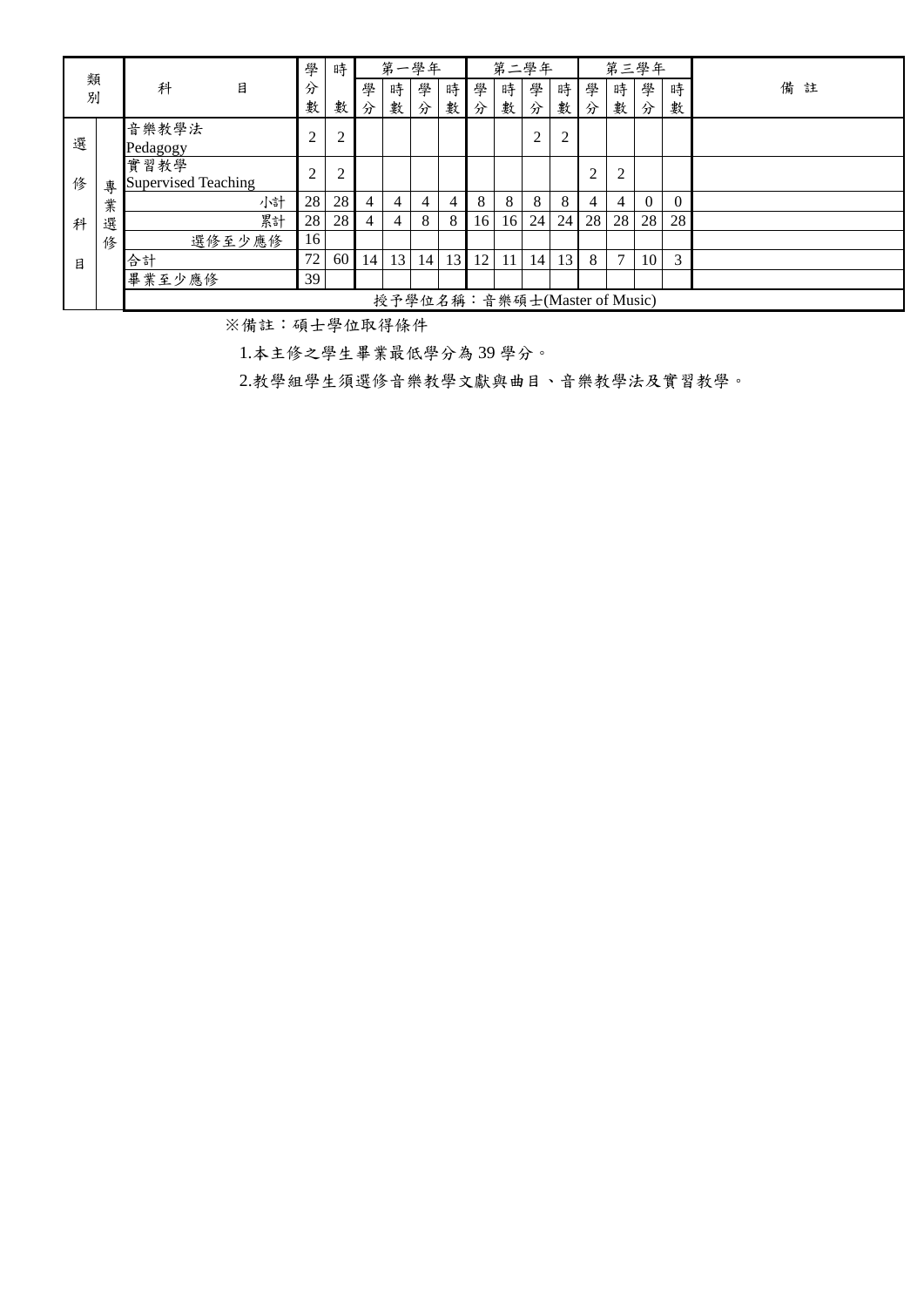| 類別 | | 科目 | 學分數 | 時數 | 第一學年 | | | | 第二學年 | | | | 第三學年 | | | | 備註 |
|---|---|---|---|---|---|---|---|---|---|---|---|---|---|---|---|---|---|
| | | | | | 學分 | 時數 | 學分 | 時數 | 學分 | 時數 | 學分 | 時數 | 學分 | 時數 | 學分 | 時數 | |
| 選修科目 | 專業選修 | 音樂教學法 Pedagogy | 2 | 2 | | | | | | | 2 | 2 | | | | | |
| | | 實習教學 Supervised Teaching | 2 | 2 | | | | | | | | | 2 | 2 | | | |
| | | 小計 | 28 | 28 | 4 | 4 | 4 | 4 | 8 | 8 | 8 | 8 | 4 | 4 | 0 | 0 | |
| | | 累計 | 28 | 28 | 4 | 4 | 8 | 8 | 16 | 16 | 24 | 24 | 28 | 28 | 28 | 28 | |
| | | 選修至少應修 | 16 | | | | | | | | | | | | | | |
| | | 合計 | 72 | 60 | 14 | 13 | 14 | 13 | 12 | 11 | 14 | 13 | 8 | 7 | 10 | 3 | |
| | | 畢業至少應修 | 39 | | | | | | | | | | | | | | |
| | | 授予學位名稱：音樂碩士(Master of Music) | | | | | | | | | | | | | | | |

※備註：碩士學位取得條件

1.本主修之學生畢業最低學分為 39 學分。

2.教學組學生須選修音樂教學文獻與曲目、音樂教學法及實習教學。